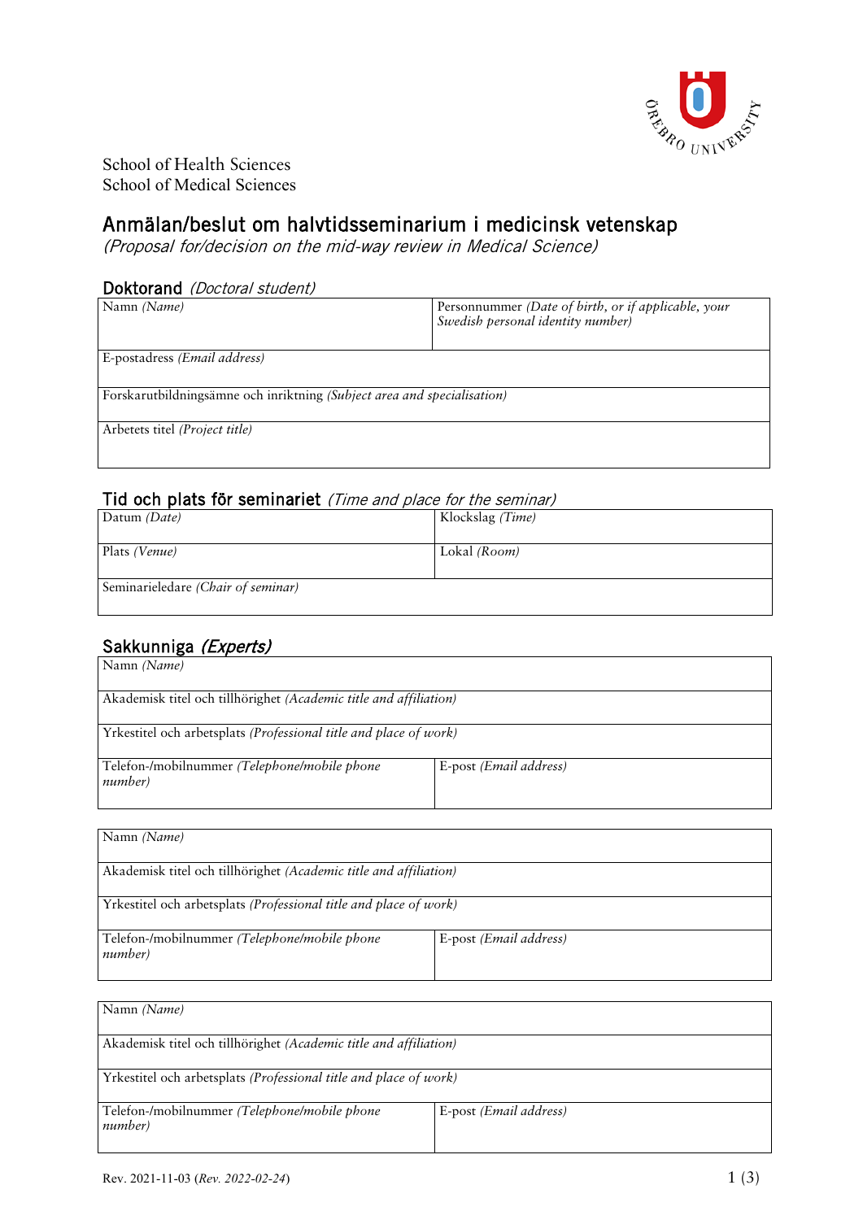School of Health Sciences
School of Medical Sciences

# Anmälan/beslut om halvtidsseminarium i medicinsk vetenskap

*(Proposal for/decision on the mid-way review in Medical Science)*

## Doktorand *(Doctoral student)*

| Namn *(Name)* | Personnummer *(Date of birth, or if applicable, your Swedish personal identity number)* |
|---|---|
| E-postadress *(Email address)* | |
| Forskarutbildningsämne och inriktning *(Subject area and specialisation)* | |
| Arbetets titel *(Project title)* | |

## Tid och plats för seminariet *(Time and place for the seminar)*

| Datum *(Date)* | Klockslag *(Time)* |
|---|---|
| Plats *(Venue)* | Lokal *(Room)* |
| Seminarieledare *(Chair of seminar)* | |

## Sakkunniga *(Experts)*

| Namn *(Name)* | |
|---|---|
| Akademisk titel och tillhörighet *(Academic title and affiliation)* | |
| Yrkestitel och arbetsplats *(Professional title and place of work)* | |
| Telefon-/mobilnummer *(Telephone/mobile phone number)* | E-post *(Email address)* |

| Namn *(Name)* | |
|---|---|
| Akademisk titel och tillhörighet *(Academic title and affiliation)* | |
| Yrkestitel och arbetsplats *(Professional title and place of work)* | |
| Telefon-/mobilnummer *(Telephone/mobile phone number)* | E-post *(Email address)* |

| Namn *(Name)* | |
|---|---|
| Akademisk titel och tillhörighet *(Academic title and affiliation)* | |
| Yrkestitel och arbetsplats *(Professional title and place of work)* | |
| Telefon-/mobilnummer *(Telephone/mobile phone number)* | E-post *(Email address)* |

Rev. 2021-11-03 (*Rev. 2022-02-24*)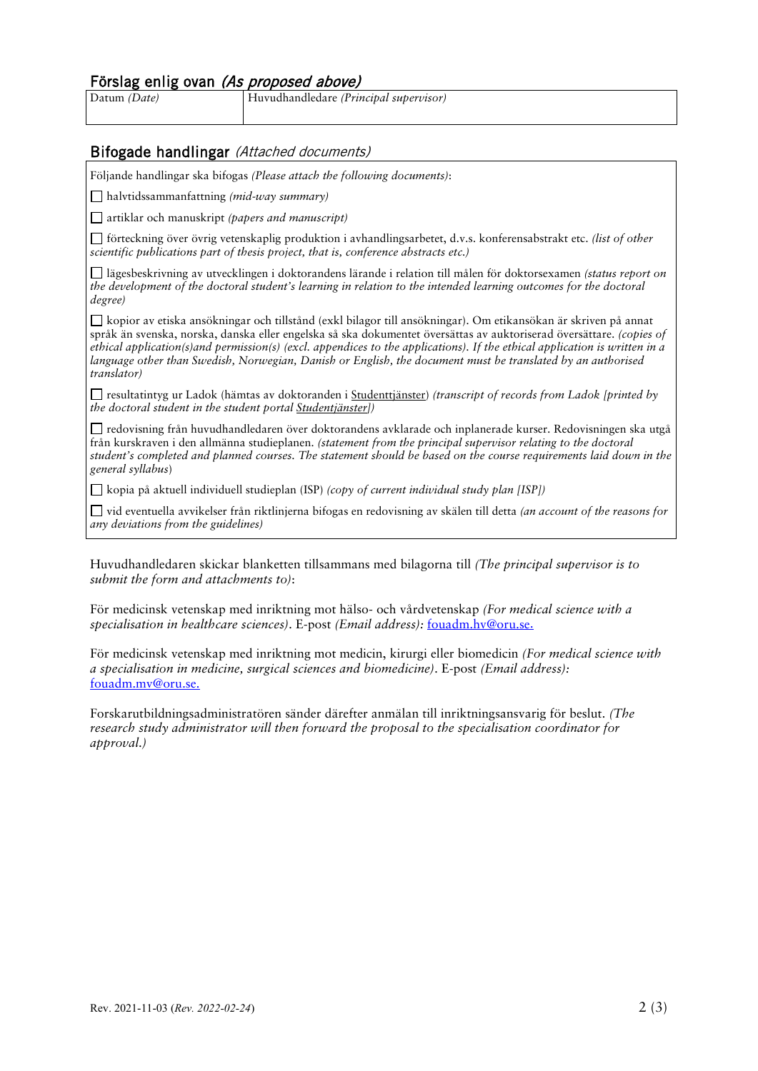## Förslag enlig ovan *(As proposed above)*

| Datum *(Date)* | Huvudhandledare *(Principal supervisor)* |
| --- | --- |
| | |

## Bifogade handlingar *(Attached documents)*

Följande handlingar ska bifogas *(Please attach the following documents)*:

☐ halvtidssammanfattning *(mid-way summary)*

☐ artiklar och manuskript *(papers and manuscript)*

☐ förteckning över övrig vetenskaplig produktion i avhandlingsarbetet, d.v.s. konferensabstrakt etc. *(list of other scientific publications part of thesis project, that is, conference abstracts etc.)*

☐ lägesbeskrivning av utvecklingen i doktorandens lärande i relation till målen för doktorsexamen *(status report on the development of the doctoral student's learning in relation to the intended learning outcomes for the doctoral degree)*

☐ kopior av etiska ansökningar och tillstånd (exkl bilagor till ansökningar). Om etikansökan är skriven på annat språk än svenska, norska, danska eller engelska så ska dokumentet översättas av auktoriserad översättare. *(copies of ethical application(s)and permission(s) (excl. appendices to the applications). If the ethical application is written in a language other than Swedish, Norwegian, Danish or English, the document must be translated by an authorised translator)*

☐ resultatintyg ur Ladok (hämtas av doktoranden i Studenttjänster) *(transcript of records from Ladok [printed by the doctoral student in the student portal Studentjänster])*

☐ redovisning från huvudhandledaren över doktorandens avklarade och inplanerade kurser. Redovisningen ska utgå från kurskraven i den allmänna studieplanen. *(statement from the principal supervisor relating to the doctoral student's completed and planned courses. The statement should be based on the course requirements laid down in the general syllabus)*

☐ kopia på aktuell individuell studieplan (ISP) *(copy of current individual study plan [ISP])*

☐ vid eventuella avvikelser från riktlinjerna bifogas en redovisning av skälen till detta *(an account of the reasons for any deviations from the guidelines)*

Huvudhandledaren skickar blanketten tillsammans med bilagorna till *(The principal supervisor is to submit the form and attachments to)*:

För medicinsk vetenskap med inriktning mot hälso- och vårdvetenskap *(For medical science with a specialisation in healthcare sciences)*. E-post *(Email address):* fouadm.hv@oru.se.

För medicinsk vetenskap med inriktning mot medicin, kirurgi eller biomedicin *(For medical science with a specialisation in medicine, surgical sciences and biomedicine)*. E-post *(Email address):* fouadm.mv@oru.se.

Forskarutbildningsadministratören sänder därefter anmälan till inriktningsansvarig för beslut. *(The research study administrator will then forward the proposal to the specialisation coordinator for approval.)*

Rev. 2021-11-03 (*Rev. 2022-02-24*)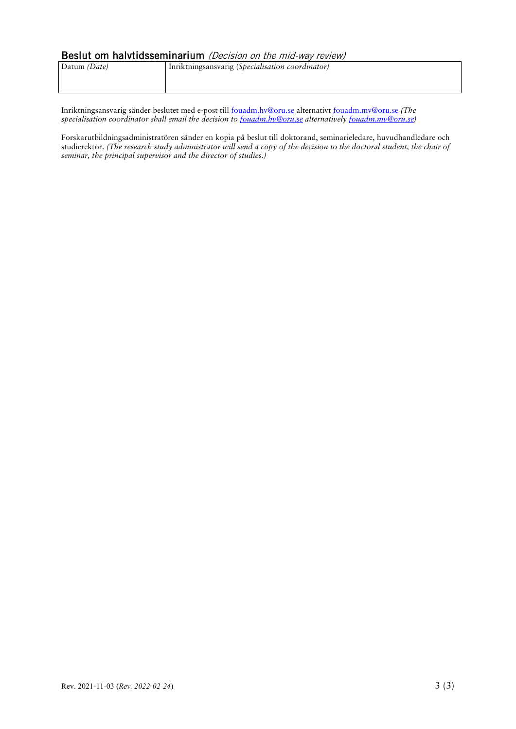## Beslut om halvtidsseminarium *(Decision on the mid-way review)*

| Datum *(Date)* | Inriktningsansvarig (*Specialisation coordinator)* |
|---|---|
| | |

Inriktningsansvarig sänder beslutet med e-post till fouadm.hv@oru.se alternativt fouadm.mv@oru.se *(The specialisation coordinator shall email the decision to fouadm.hv@oru.se alternatively fouadm.mv@oru.se)*

Forskarutbildningsadministratören sänder en kopia på beslut till doktorand, seminarieledare, huvudhandledare och studierektor. *(The research study administrator will send a copy of the decision to the doctoral student, the chair of seminar, the principal supervisor and the director of studies.)*

Rev. 2021-11-03 (*Rev. 2022-02-24*)